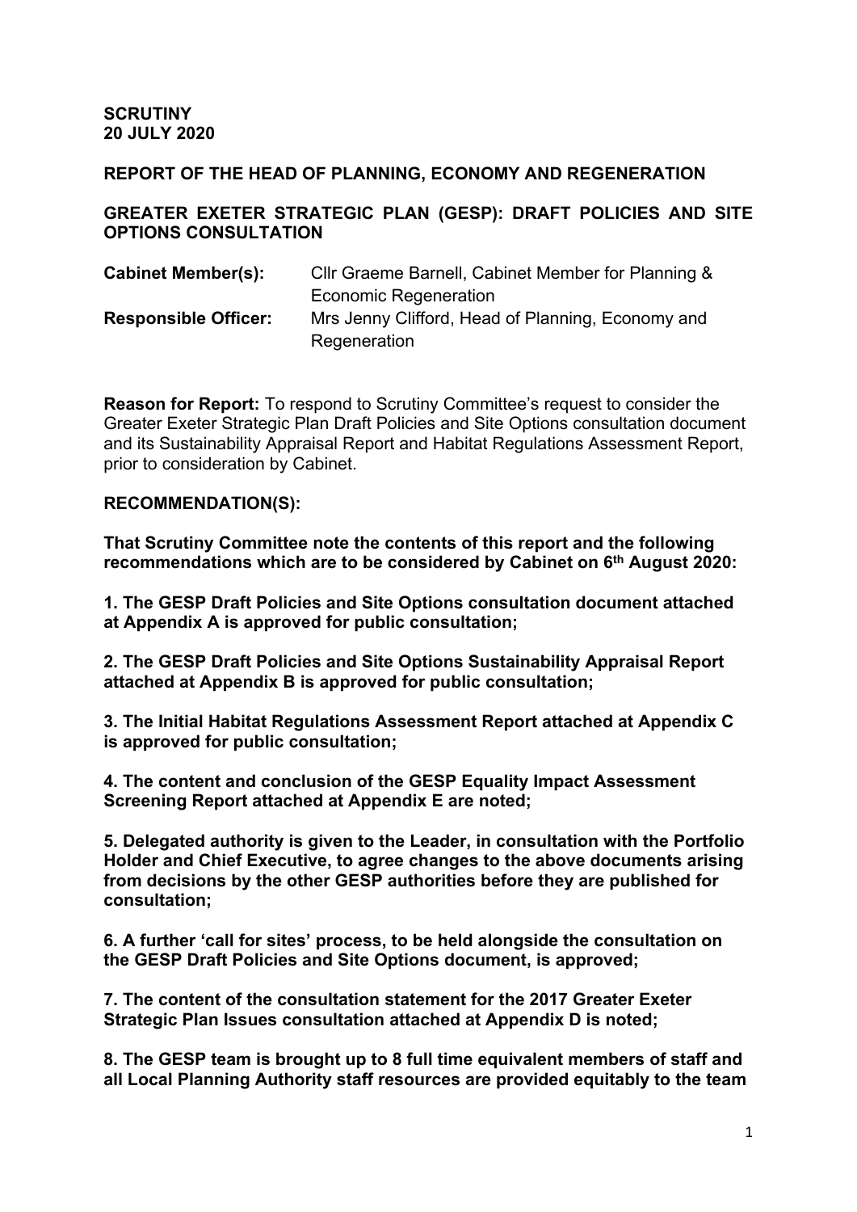**SCRUTINY**
**20 JULY 2020**

**REPORT OF THE HEAD OF PLANNING, ECONOMY AND REGENERATION**

**GREATER EXETER STRATEGIC PLAN (GESP): DRAFT POLICIES AND SITE OPTIONS CONSULTATION**

| | |
|---|---|
| **Cabinet Member(s):** | Cllr Graeme Barnell, Cabinet Member for Planning & Economic Regeneration |
| **Responsible Officer:** | Mrs Jenny Clifford, Head of Planning, Economy and Regeneration |

**Reason for Report:** To respond to Scrutiny Committee's request to consider the Greater Exeter Strategic Plan Draft Policies and Site Options consultation document and its Sustainability Appraisal Report and Habitat Regulations Assessment Report, prior to consideration by Cabinet.

**RECOMMENDATION(S):**

**That Scrutiny Committee note the contents of this report and the following recommendations which are to be considered by Cabinet on 6th August 2020:**

**1. The GESP Draft Policies and Site Options consultation document attached at Appendix A is approved for public consultation;**

**2. The GESP Draft Policies and Site Options Sustainability Appraisal Report attached at Appendix B is approved for public consultation;**

**3. The Initial Habitat Regulations Assessment Report attached at Appendix C is approved for public consultation;**

**4. The content and conclusion of the GESP Equality Impact Assessment Screening Report attached at Appendix E are noted;**

**5. Delegated authority is given to the Leader, in consultation with the Portfolio Holder and Chief Executive, to agree changes to the above documents arising from decisions by the other GESP authorities before they are published for consultation;**

**6. A further 'call for sites' process, to be held alongside the consultation on the GESP Draft Policies and Site Options document, is approved;**

**7. The content of the consultation statement for the 2017 Greater Exeter Strategic Plan Issues consultation attached at Appendix D is noted;**

**8. The GESP team is brought up to 8 full time equivalent members of staff and all Local Planning Authority staff resources are provided equitably to the team**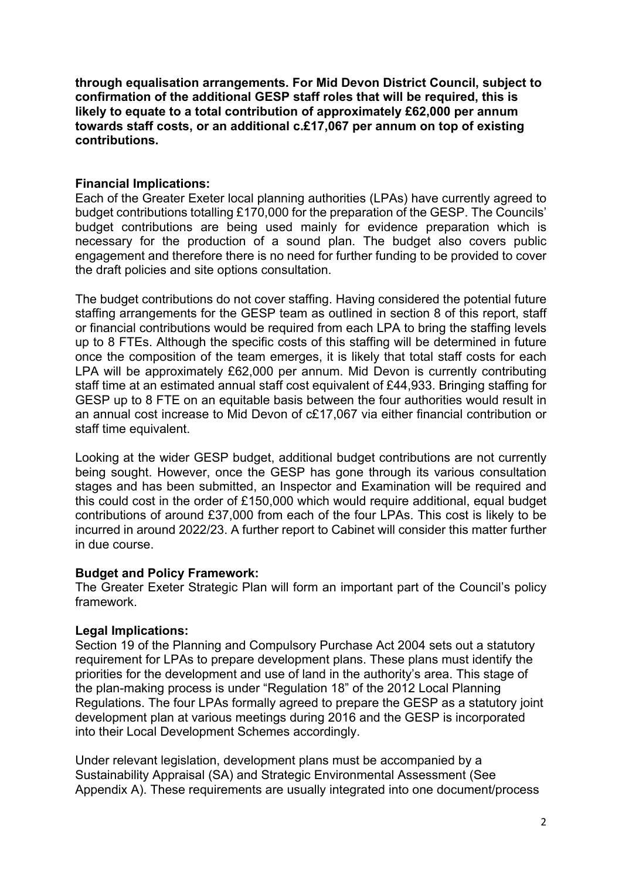**through equalisation arrangements. For Mid Devon District Council, subject to confirmation of the additional GESP staff roles that will be required, this is likely to equate to a total contribution of approximately £62,000 per annum towards staff costs, or an additional c.£17,067 per annum on top of existing contributions.**

**Financial Implications:**
Each of the Greater Exeter local planning authorities (LPAs) have currently agreed to budget contributions totalling £170,000 for the preparation of the GESP. The Councils' budget contributions are being used mainly for evidence preparation which is necessary for the production of a sound plan. The budget also covers public engagement and therefore there is no need for further funding to be provided to cover the draft policies and site options consultation.

The budget contributions do not cover staffing. Having considered the potential future staffing arrangements for the GESP team as outlined in section 8 of this report, staff or financial contributions would be required from each LPA to bring the staffing levels up to 8 FTEs. Although the specific costs of this staffing will be determined in future once the composition of the team emerges, it is likely that total staff costs for each LPA will be approximately £62,000 per annum. Mid Devon is currently contributing staff time at an estimated annual staff cost equivalent of £44,933. Bringing staffing for GESP up to 8 FTE on an equitable basis between the four authorities would result in an annual cost increase to Mid Devon of c£17,067 via either financial contribution or staff time equivalent.

Looking at the wider GESP budget, additional budget contributions are not currently being sought. However, once the GESP has gone through its various consultation stages and has been submitted, an Inspector and Examination will be required and this could cost in the order of £150,000 which would require additional, equal budget contributions of around £37,000 from each of the four LPAs. This cost is likely to be incurred in around 2022/23. A further report to Cabinet will consider this matter further in due course.

**Budget and Policy Framework:**
The Greater Exeter Strategic Plan will form an important part of the Council's policy framework.

**Legal Implications:**
Section 19 of the Planning and Compulsory Purchase Act 2004 sets out a statutory requirement for LPAs to prepare development plans. These plans must identify the priorities for the development and use of land in the authority's area. This stage of the plan-making process is under "Regulation 18" of the 2012 Local Planning Regulations. The four LPAs formally agreed to prepare the GESP as a statutory joint development plan at various meetings during 2016 and the GESP is incorporated into their Local Development Schemes accordingly.

Under relevant legislation, development plans must be accompanied by a Sustainability Appraisal (SA) and Strategic Environmental Assessment (See Appendix A). These requirements are usually integrated into one document/process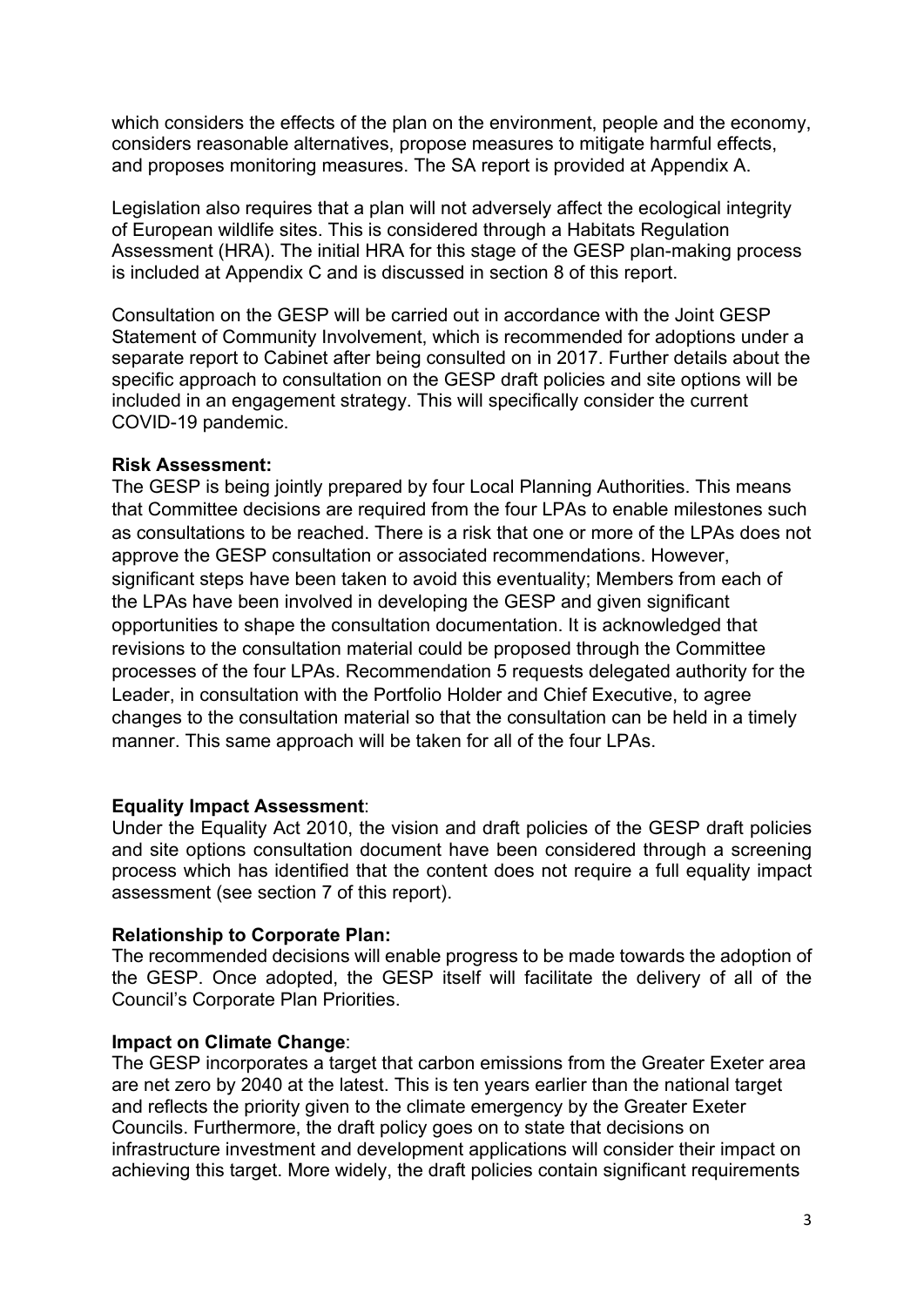which considers the effects of the plan on the environment, people and the economy, considers reasonable alternatives, propose measures to mitigate harmful effects, and proposes monitoring measures. The SA report is provided at Appendix A.

Legislation also requires that a plan will not adversely affect the ecological integrity of European wildlife sites. This is considered through a Habitats Regulation Assessment (HRA). The initial HRA for this stage of the GESP plan-making process is included at Appendix C and is discussed in section 8 of this report.

Consultation on the GESP will be carried out in accordance with the Joint GESP Statement of Community Involvement, which is recommended for adoptions under a separate report to Cabinet after being consulted on in 2017. Further details about the specific approach to consultation on the GESP draft policies and site options will be included in an engagement strategy. This will specifically consider the current COVID-19 pandemic.

**Risk Assessment:**
The GESP is being jointly prepared by four Local Planning Authorities. This means that Committee decisions are required from the four LPAs to enable milestones such as consultations to be reached. There is a risk that one or more of the LPAs does not approve the GESP consultation or associated recommendations. However, significant steps have been taken to avoid this eventuality; Members from each of the LPAs have been involved in developing the GESP and given significant opportunities to shape the consultation documentation. It is acknowledged that revisions to the consultation material could be proposed through the Committee processes of the four LPAs. Recommendation 5 requests delegated authority for the Leader, in consultation with the Portfolio Holder and Chief Executive, to agree changes to the consultation material so that the consultation can be held in a timely manner. This same approach will be taken for all of the four LPAs.

**Equality Impact Assessment**:
Under the Equality Act 2010, the vision and draft policies of the GESP draft policies and site options consultation document have been considered through a screening process which has identified that the content does not require a full equality impact assessment (see section 7 of this report).

**Relationship to Corporate Plan:**
The recommended decisions will enable progress to be made towards the adoption of the GESP. Once adopted, the GESP itself will facilitate the delivery of all of the Council's Corporate Plan Priorities.

**Impact on Climate Change**:
The GESP incorporates a target that carbon emissions from the Greater Exeter area are net zero by 2040 at the latest. This is ten years earlier than the national target and reflects the priority given to the climate emergency by the Greater Exeter Councils. Furthermore, the draft policy goes on to state that decisions on infrastructure investment and development applications will consider their impact on achieving this target. More widely, the draft policies contain significant requirements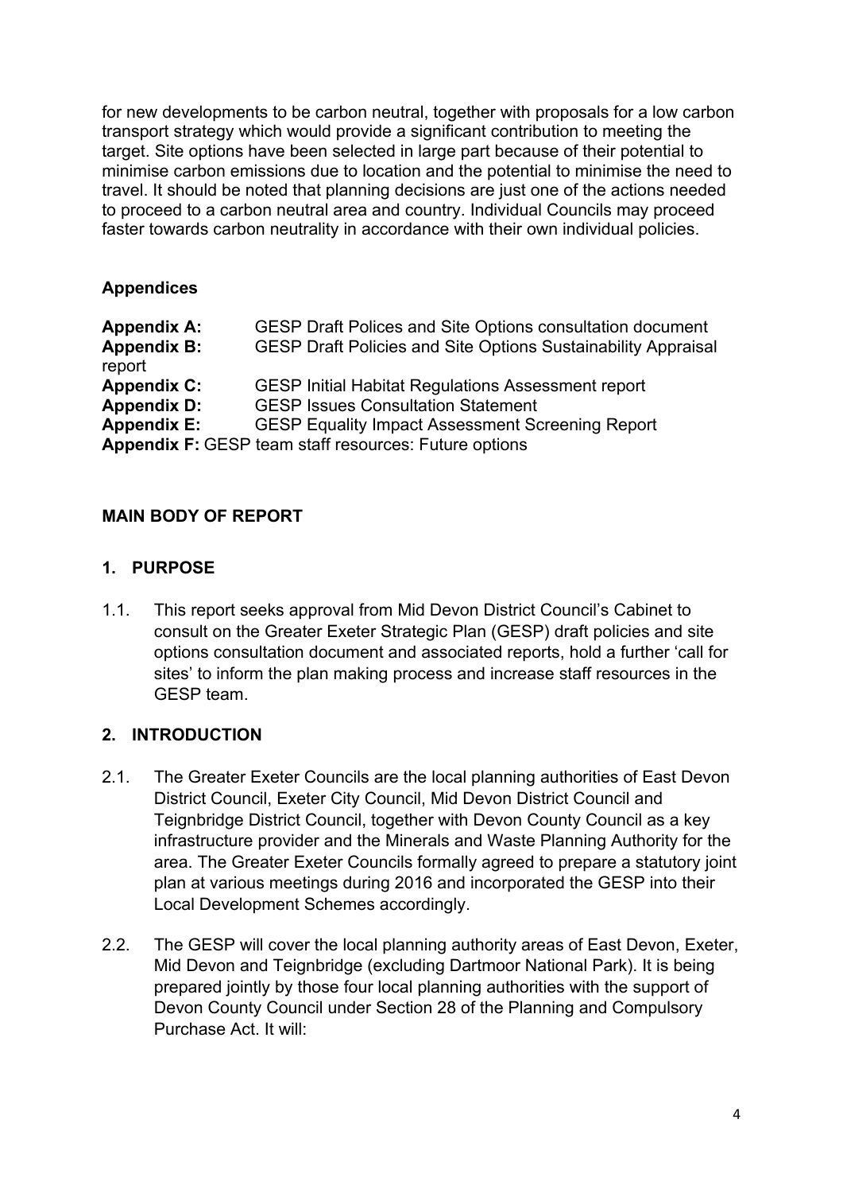for new developments to be carbon neutral, together with proposals for a low carbon transport strategy which would provide a significant contribution to meeting the target. Site options have been selected in large part because of their potential to minimise carbon emissions due to location and the potential to minimise the need to travel. It should be noted that planning decisions are just one of the actions needed to proceed to a carbon neutral area and country. Individual Councils may proceed faster towards carbon neutrality in accordance with their own individual policies.

**Appendices**

**Appendix A:** GESP Draft Polices and Site Options consultation document
**Appendix B:** GESP Draft Policies and Site Options Sustainability Appraisal report
**Appendix C:** GESP Initial Habitat Regulations Assessment report
**Appendix D:** GESP Issues Consultation Statement
**Appendix E:** GESP Equality Impact Assessment Screening Report
**Appendix F:** GESP team staff resources: Future options

## MAIN BODY OF REPORT

### 1. PURPOSE

1.1. This report seeks approval from Mid Devon District Council's Cabinet to consult on the Greater Exeter Strategic Plan (GESP) draft policies and site options consultation document and associated reports, hold a further 'call for sites' to inform the plan making process and increase staff resources in the GESP team.

### 2. INTRODUCTION

2.1. The Greater Exeter Councils are the local planning authorities of East Devon District Council, Exeter City Council, Mid Devon District Council and Teignbridge District Council, together with Devon County Council as a key infrastructure provider and the Minerals and Waste Planning Authority for the area. The Greater Exeter Councils formally agreed to prepare a statutory joint plan at various meetings during 2016 and incorporated the GESP into their Local Development Schemes accordingly.

2.2. The GESP will cover the local planning authority areas of East Devon, Exeter, Mid Devon and Teignbridge (excluding Dartmoor National Park). It is being prepared jointly by those four local planning authorities with the support of Devon County Council under Section 28 of the Planning and Compulsory Purchase Act. It will: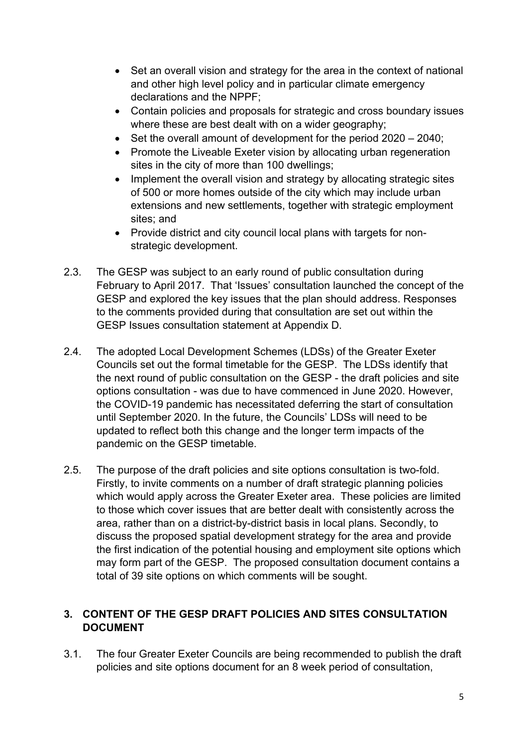- Set an overall vision and strategy for the area in the context of national and other high level policy and in particular climate emergency declarations and the NPPF;
- Contain policies and proposals for strategic and cross boundary issues where these are best dealt with on a wider geography;
- Set the overall amount of development for the period 2020 – 2040;
- Promote the Liveable Exeter vision by allocating urban regeneration sites in the city of more than 100 dwellings;
- Implement the overall vision and strategy by allocating strategic sites of 500 or more homes outside of the city which may include urban extensions and new settlements, together with strategic employment sites; and
- Provide district and city council local plans with targets for non-strategic development.

2.3. The GESP was subject to an early round of public consultation during February to April 2017. That 'Issues' consultation launched the concept of the GESP and explored the key issues that the plan should address. Responses to the comments provided during that consultation are set out within the GESP Issues consultation statement at Appendix D.

2.4. The adopted Local Development Schemes (LDSs) of the Greater Exeter Councils set out the formal timetable for the GESP. The LDSs identify that the next round of public consultation on the GESP - the draft policies and site options consultation - was due to have commenced in June 2020. However, the COVID-19 pandemic has necessitated deferring the start of consultation until September 2020. In the future, the Councils' LDSs will need to be updated to reflect both this change and the longer term impacts of the pandemic on the GESP timetable.

2.5. The purpose of the draft policies and site options consultation is two-fold. Firstly, to invite comments on a number of draft strategic planning policies which would apply across the Greater Exeter area. These policies are limited to those which cover issues that are better dealt with consistently across the area, rather than on a district-by-district basis in local plans. Secondly, to discuss the proposed spatial development strategy for the area and provide the first indication of the potential housing and employment site options which may form part of the GESP. The proposed consultation document contains a total of 39 site options on which comments will be sought.

## 3. CONTENT OF THE GESP DRAFT POLICIES AND SITES CONSULTATION DOCUMENT

3.1. The four Greater Exeter Councils are being recommended to publish the draft policies and site options document for an 8 week period of consultation,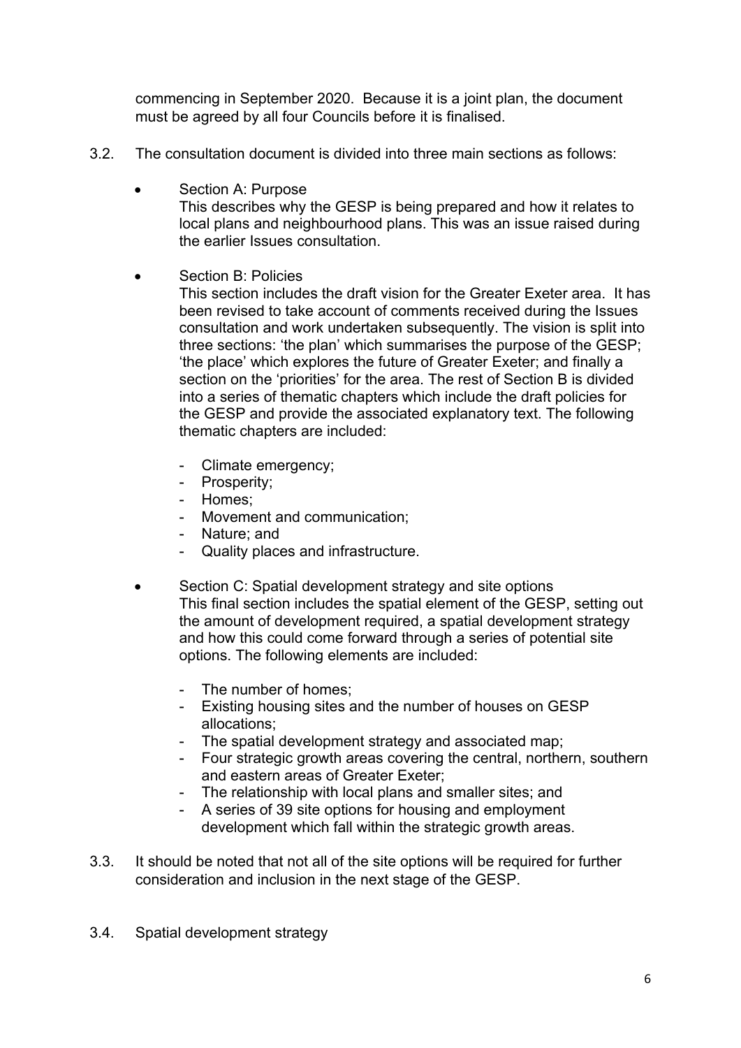commencing in September 2020. Because it is a joint plan, the document must be agreed by all four Councils before it is finalised.

3.2. The consultation document is divided into three main sections as follows:

- Section A: Purpose
  This describes why the GESP is being prepared and how it relates to local plans and neighbourhood plans. This was an issue raised during the earlier Issues consultation.

- Section B: Policies
  This section includes the draft vision for the Greater Exeter area. It has been revised to take account of comments received during the Issues consultation and work undertaken subsequently. The vision is split into three sections: 'the plan' which summarises the purpose of the GESP; 'the place' which explores the future of Greater Exeter; and finally a section on the 'priorities' for the area. The rest of Section B is divided into a series of thematic chapters which include the draft policies for the GESP and provide the associated explanatory text. The following thematic chapters are included:

  - Climate emergency;
  - Prosperity;
  - Homes;
  - Movement and communication;
  - Nature; and
  - Quality places and infrastructure.

- Section C: Spatial development strategy and site options
  This final section includes the spatial element of the GESP, setting out the amount of development required, a spatial development strategy and how this could come forward through a series of potential site options. The following elements are included:

  - The number of homes;
  - Existing housing sites and the number of houses on GESP allocations;
  - The spatial development strategy and associated map;
  - Four strategic growth areas covering the central, northern, southern and eastern areas of Greater Exeter;
  - The relationship with local plans and smaller sites; and
  - A series of 39 site options for housing and employment development which fall within the strategic growth areas.

3.3. It should be noted that not all of the site options will be required for further consideration and inclusion in the next stage of the GESP.

3.4. Spatial development strategy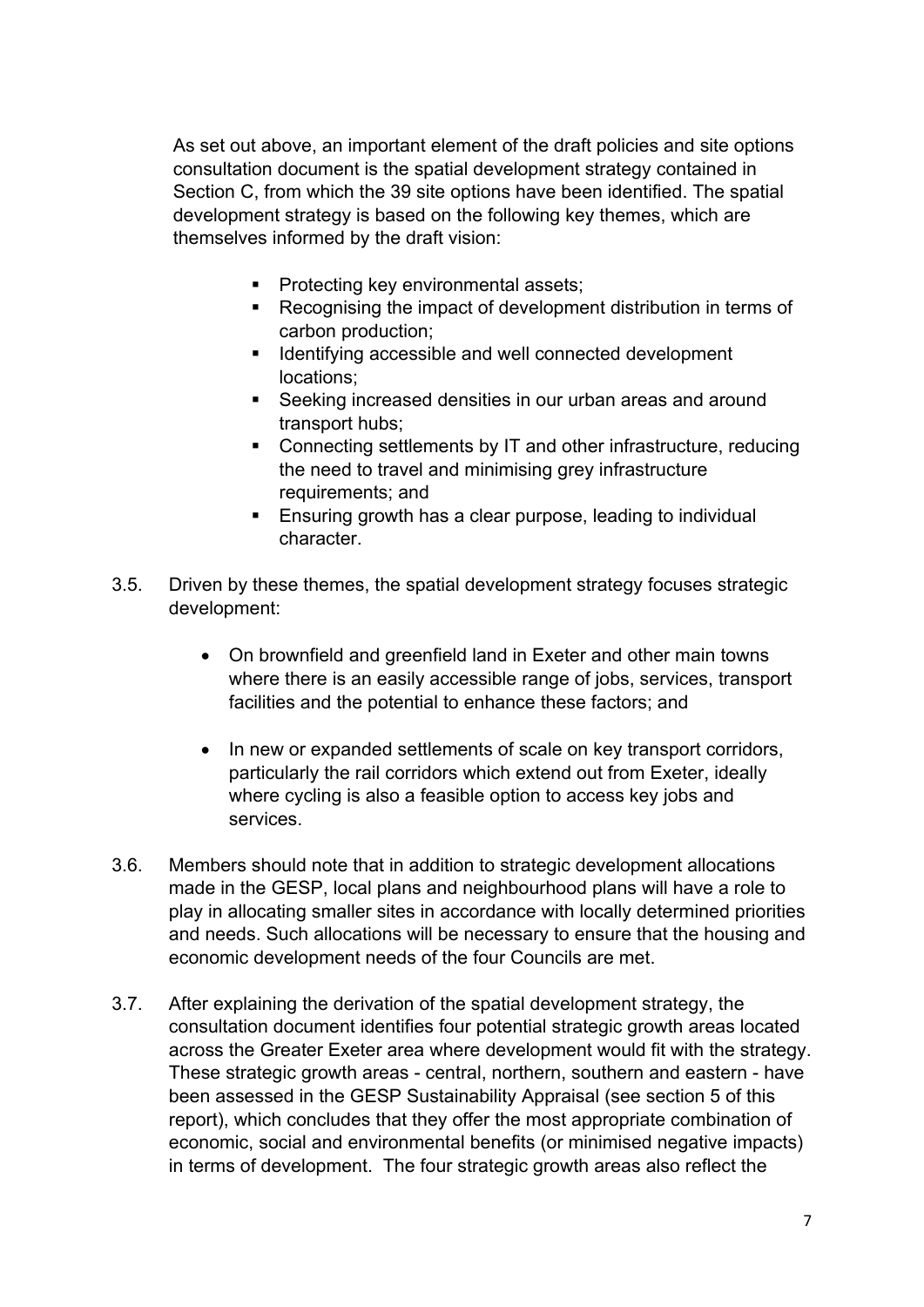As set out above, an important element of the draft policies and site options consultation document is the spatial development strategy contained in Section C, from which the 39 site options have been identified. The spatial development strategy is based on the following key themes, which are themselves informed by the draft vision:

- Protecting key environmental assets;
- Recognising the impact of development distribution in terms of carbon production;
- Identifying accessible and well connected development locations;
- Seeking increased densities in our urban areas and around transport hubs;
- Connecting settlements by IT and other infrastructure, reducing the need to travel and minimising grey infrastructure requirements; and
- Ensuring growth has a clear purpose, leading to individual character.

3.5. Driven by these themes, the spatial development strategy focuses strategic development:

- On brownfield and greenfield land in Exeter and other main towns where there is an easily accessible range of jobs, services, transport facilities and the potential to enhance these factors; and
- In new or expanded settlements of scale on key transport corridors, particularly the rail corridors which extend out from Exeter, ideally where cycling is also a feasible option to access key jobs and services.

3.6. Members should note that in addition to strategic development allocations made in the GESP, local plans and neighbourhood plans will have a role to play in allocating smaller sites in accordance with locally determined priorities and needs. Such allocations will be necessary to ensure that the housing and economic development needs of the four Councils are met.

3.7. After explaining the derivation of the spatial development strategy, the consultation document identifies four potential strategic growth areas located across the Greater Exeter area where development would fit with the strategy. These strategic growth areas - central, northern, southern and eastern - have been assessed in the GESP Sustainability Appraisal (see section 5 of this report), which concludes that they offer the most appropriate combination of economic, social and environmental benefits (or minimised negative impacts) in terms of development. The four strategic growth areas also reflect the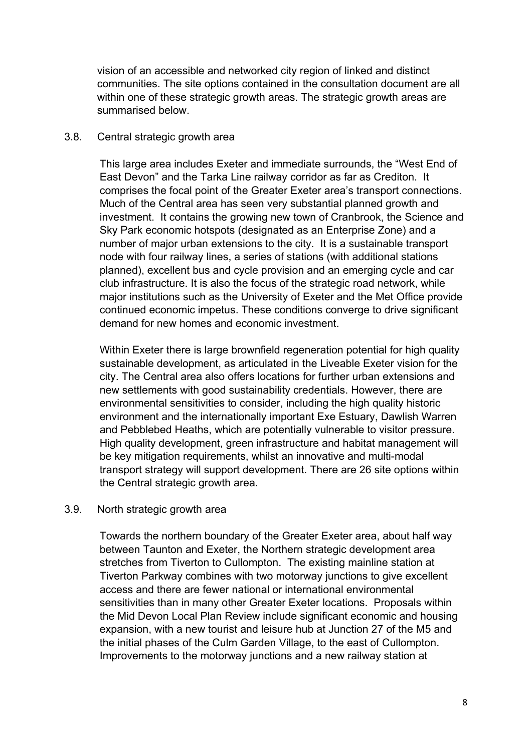vision of an accessible and networked city region of linked and distinct communities. The site options contained in the consultation document are all within one of these strategic growth areas. The strategic growth areas are summarised below.

3.8. Central strategic growth area

This large area includes Exeter and immediate surrounds, the "West End of East Devon" and the Tarka Line railway corridor as far as Crediton. It comprises the focal point of the Greater Exeter area's transport connections. Much of the Central area has seen very substantial planned growth and investment. It contains the growing new town of Cranbrook, the Science and Sky Park economic hotspots (designated as an Enterprise Zone) and a number of major urban extensions to the city. It is a sustainable transport node with four railway lines, a series of stations (with additional stations planned), excellent bus and cycle provision and an emerging cycle and car club infrastructure. It is also the focus of the strategic road network, while major institutions such as the University of Exeter and the Met Office provide continued economic impetus. These conditions converge to drive significant demand for new homes and economic investment.

Within Exeter there is large brownfield regeneration potential for high quality sustainable development, as articulated in the Liveable Exeter vision for the city. The Central area also offers locations for further urban extensions and new settlements with good sustainability credentials. However, there are environmental sensitivities to consider, including the high quality historic environment and the internationally important Exe Estuary, Dawlish Warren and Pebblebed Heaths, which are potentially vulnerable to visitor pressure. High quality development, green infrastructure and habitat management will be key mitigation requirements, whilst an innovative and multi-modal transport strategy will support development. There are 26 site options within the Central strategic growth area.

3.9. North strategic growth area

Towards the northern boundary of the Greater Exeter area, about half way between Taunton and Exeter, the Northern strategic development area stretches from Tiverton to Cullompton. The existing mainline station at Tiverton Parkway combines with two motorway junctions to give excellent access and there are fewer national or international environmental sensitivities than in many other Greater Exeter locations. Proposals within the Mid Devon Local Plan Review include significant economic and housing expansion, with a new tourist and leisure hub at Junction 27 of the M5 and the initial phases of the Culm Garden Village, to the east of Cullompton. Improvements to the motorway junctions and a new railway station at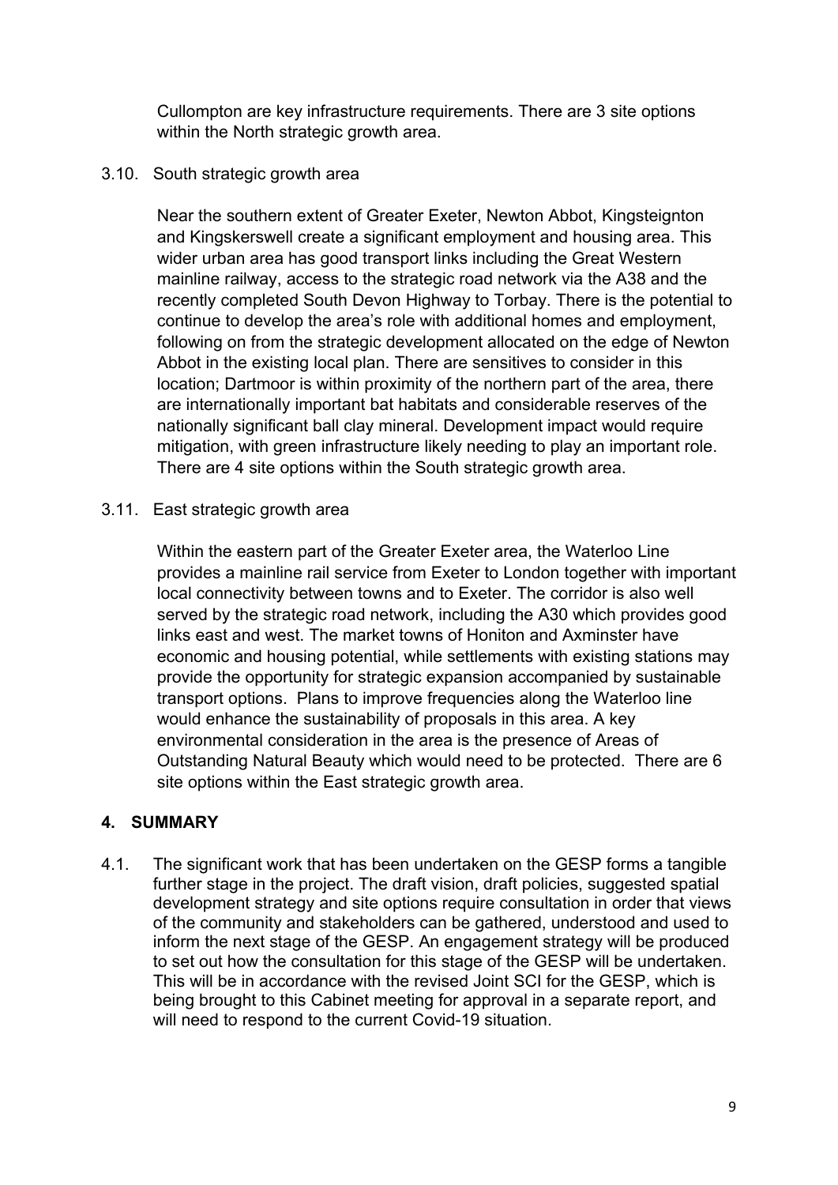Cullompton are key infrastructure requirements. There are 3 site options within the North strategic growth area.

3.10. South strategic growth area

Near the southern extent of Greater Exeter, Newton Abbot, Kingsteignton and Kingskerswell create a significant employment and housing area. This wider urban area has good transport links including the Great Western mainline railway, access to the strategic road network via the A38 and the recently completed South Devon Highway to Torbay. There is the potential to continue to develop the area's role with additional homes and employment, following on from the strategic development allocated on the edge of Newton Abbot in the existing local plan. There are sensitives to consider in this location; Dartmoor is within proximity of the northern part of the area, there are internationally important bat habitats and considerable reserves of the nationally significant ball clay mineral. Development impact would require mitigation, with green infrastructure likely needing to play an important role. There are 4 site options within the South strategic growth area.

3.11. East strategic growth area

Within the eastern part of the Greater Exeter area, the Waterloo Line provides a mainline rail service from Exeter to London together with important local connectivity between towns and to Exeter. The corridor is also well served by the strategic road network, including the A30 which provides good links east and west. The market towns of Honiton and Axminster have economic and housing potential, while settlements with existing stations may provide the opportunity for strategic expansion accompanied by sustainable transport options. Plans to improve frequencies along the Waterloo line would enhance the sustainability of proposals in this area. A key environmental consideration in the area is the presence of Areas of Outstanding Natural Beauty which would need to be protected. There are 6 site options within the East strategic growth area.

## 4. SUMMARY

4.1. The significant work that has been undertaken on the GESP forms a tangible further stage in the project. The draft vision, draft policies, suggested spatial development strategy and site options require consultation in order that views of the community and stakeholders can be gathered, understood and used to inform the next stage of the GESP. An engagement strategy will be produced to set out how the consultation for this stage of the GESP will be undertaken. This will be in accordance with the revised Joint SCI for the GESP, which is being brought to this Cabinet meeting for approval in a separate report, and will need to respond to the current Covid-19 situation.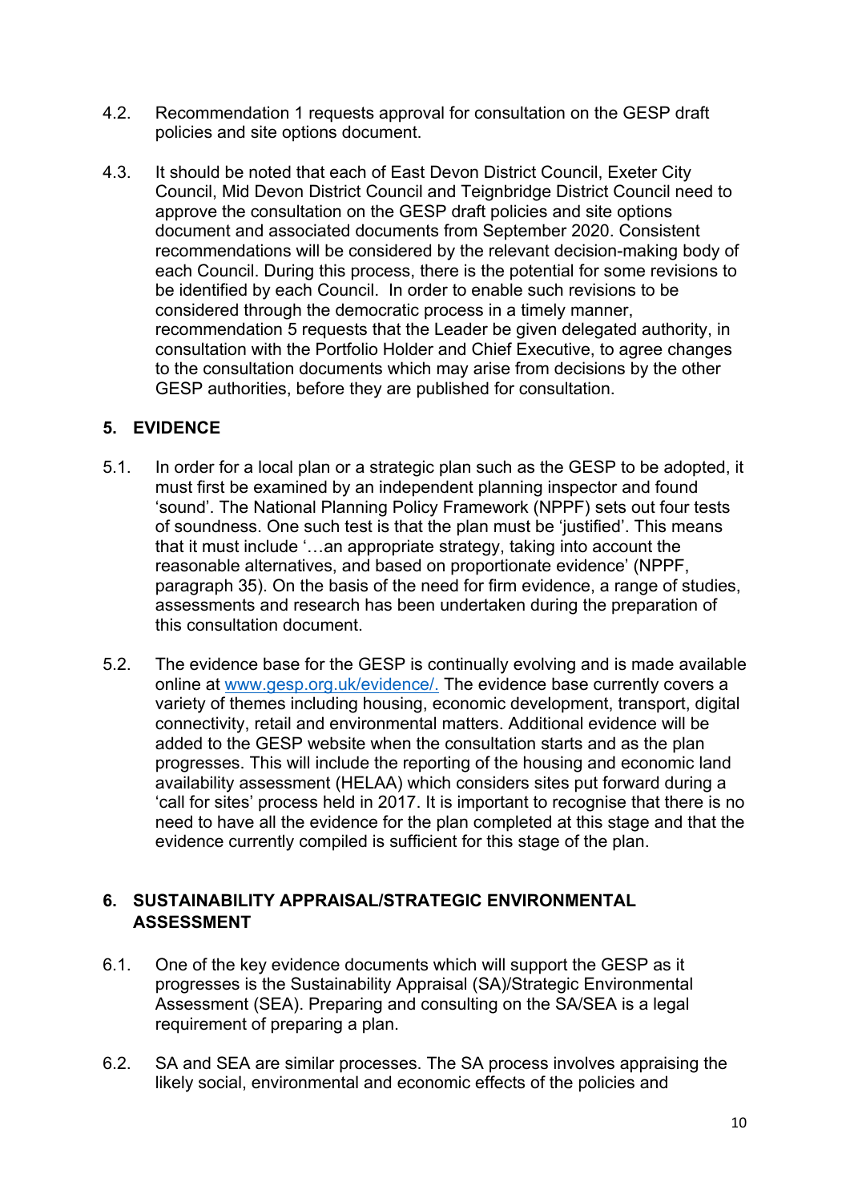4.2. Recommendation 1 requests approval for consultation on the GESP draft policies and site options document.

4.3. It should be noted that each of East Devon District Council, Exeter City Council, Mid Devon District Council and Teignbridge District Council need to approve the consultation on the GESP draft policies and site options document and associated documents from September 2020. Consistent recommendations will be considered by the relevant decision-making body of each Council. During this process, there is the potential for some revisions to be identified by each Council. In order to enable such revisions to be considered through the democratic process in a timely manner, recommendation 5 requests that the Leader be given delegated authority, in consultation with the Portfolio Holder and Chief Executive, to agree changes to the consultation documents which may arise from decisions by the other GESP authorities, before they are published for consultation.

## 5. EVIDENCE

5.1. In order for a local plan or a strategic plan such as the GESP to be adopted, it must first be examined by an independent planning inspector and found 'sound'. The National Planning Policy Framework (NPPF) sets out four tests of soundness. One such test is that the plan must be 'justified'. This means that it must include '…an appropriate strategy, taking into account the reasonable alternatives, and based on proportionate evidence' (NPPF, paragraph 35). On the basis of the need for firm evidence, a range of studies, assessments and research has been undertaken during the preparation of this consultation document.

5.2. The evidence base for the GESP is continually evolving and is made available online at [www.gesp.org.uk/evidence/.](www.gesp.org.uk/evidence/) The evidence base currently covers a variety of themes including housing, economic development, transport, digital connectivity, retail and environmental matters. Additional evidence will be added to the GESP website when the consultation starts and as the plan progresses. This will include the reporting of the housing and economic land availability assessment (HELAA) which considers sites put forward during a 'call for sites' process held in 2017. It is important to recognise that there is no need to have all the evidence for the plan completed at this stage and that the evidence currently compiled is sufficient for this stage of the plan.

## 6. SUSTAINABILITY APPRAISAL/STRATEGIC ENVIRONMENTAL ASSESSMENT

6.1. One of the key evidence documents which will support the GESP as it progresses is the Sustainability Appraisal (SA)/Strategic Environmental Assessment (SEA). Preparing and consulting on the SA/SEA is a legal requirement of preparing a plan.

6.2. SA and SEA are similar processes. The SA process involves appraising the likely social, environmental and economic effects of the policies and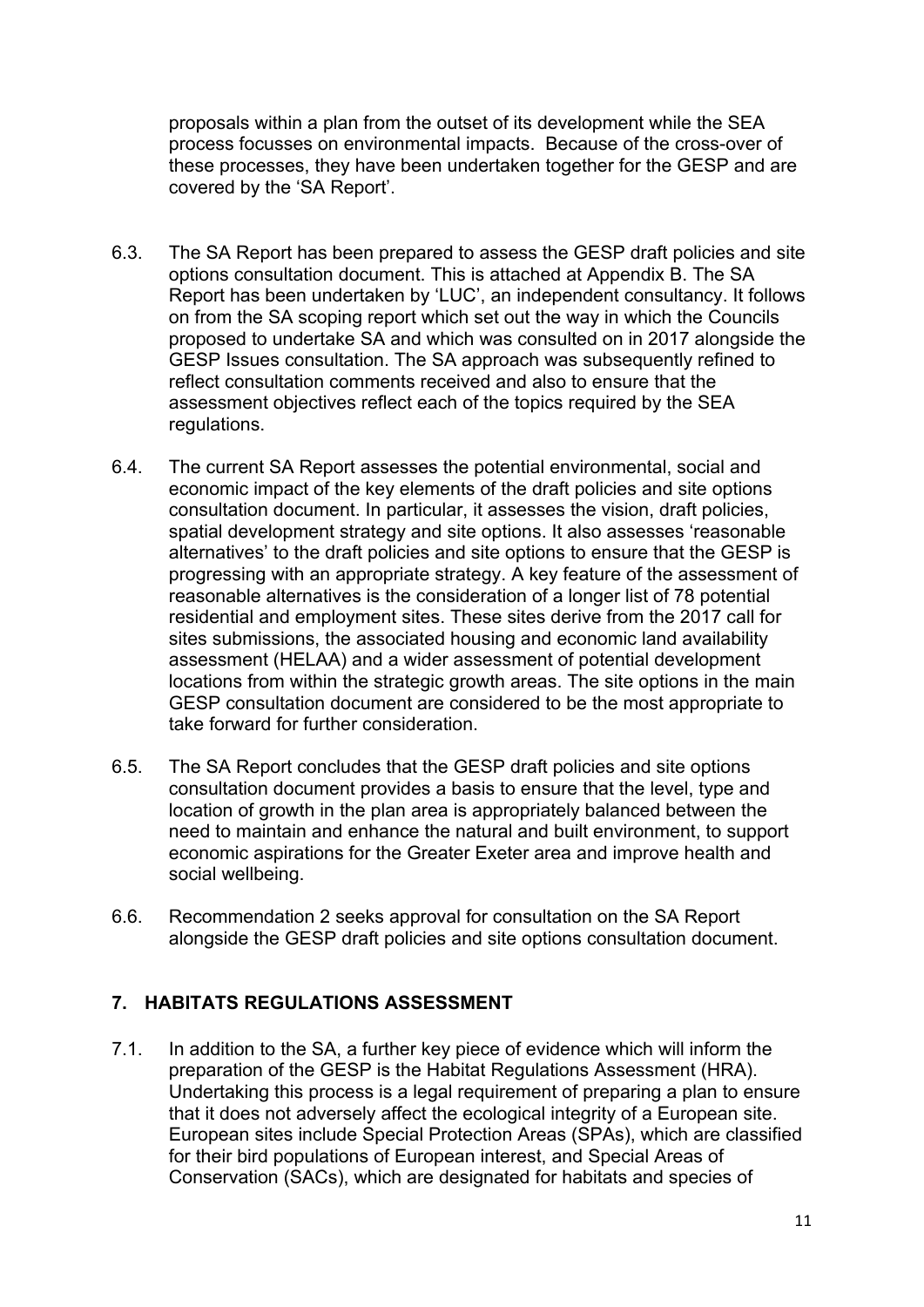proposals within a plan from the outset of its development while the SEA process focusses on environmental impacts. Because of the cross-over of these processes, they have been undertaken together for the GESP and are covered by the 'SA Report'.

6.3. The SA Report has been prepared to assess the GESP draft policies and site options consultation document. This is attached at Appendix B. The SA Report has been undertaken by 'LUC', an independent consultancy. It follows on from the SA scoping report which set out the way in which the Councils proposed to undertake SA and which was consulted on in 2017 alongside the GESP Issues consultation. The SA approach was subsequently refined to reflect consultation comments received and also to ensure that the assessment objectives reflect each of the topics required by the SEA regulations.

6.4. The current SA Report assesses the potential environmental, social and economic impact of the key elements of the draft policies and site options consultation document. In particular, it assesses the vision, draft policies, spatial development strategy and site options. It also assesses 'reasonable alternatives' to the draft policies and site options to ensure that the GESP is progressing with an appropriate strategy. A key feature of the assessment of reasonable alternatives is the consideration of a longer list of 78 potential residential and employment sites. These sites derive from the 2017 call for sites submissions, the associated housing and economic land availability assessment (HELAA) and a wider assessment of potential development locations from within the strategic growth areas. The site options in the main GESP consultation document are considered to be the most appropriate to take forward for further consideration.

6.5. The SA Report concludes that the GESP draft policies and site options consultation document provides a basis to ensure that the level, type and location of growth in the plan area is appropriately balanced between the need to maintain and enhance the natural and built environment, to support economic aspirations for the Greater Exeter area and improve health and social wellbeing.

6.6. Recommendation 2 seeks approval for consultation on the SA Report alongside the GESP draft policies and site options consultation document.

## 7. HABITATS REGULATIONS ASSESSMENT

7.1. In addition to the SA, a further key piece of evidence which will inform the preparation of the GESP is the Habitat Regulations Assessment (HRA). Undertaking this process is a legal requirement of preparing a plan to ensure that it does not adversely affect the ecological integrity of a European site. European sites include Special Protection Areas (SPAs), which are classified for their bird populations of European interest, and Special Areas of Conservation (SACs), which are designated for habitats and species of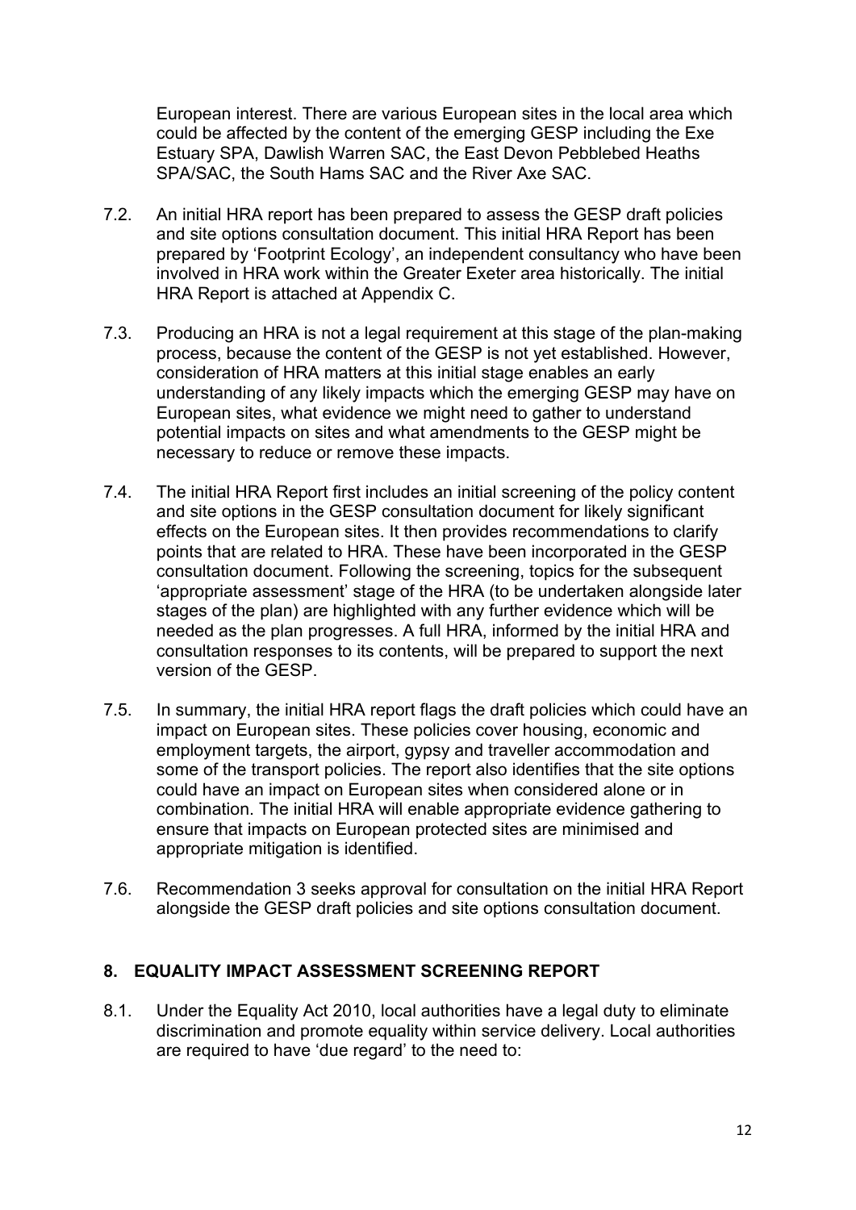European interest. There are various European sites in the local area which could be affected by the content of the emerging GESP including the Exe Estuary SPA, Dawlish Warren SAC, the East Devon Pebblebed Heaths SPA/SAC, the South Hams SAC and the River Axe SAC.

7.2. An initial HRA report has been prepared to assess the GESP draft policies and site options consultation document. This initial HRA Report has been prepared by 'Footprint Ecology', an independent consultancy who have been involved in HRA work within the Greater Exeter area historically. The initial HRA Report is attached at Appendix C.

7.3. Producing an HRA is not a legal requirement at this stage of the plan-making process, because the content of the GESP is not yet established. However, consideration of HRA matters at this initial stage enables an early understanding of any likely impacts which the emerging GESP may have on European sites, what evidence we might need to gather to understand potential impacts on sites and what amendments to the GESP might be necessary to reduce or remove these impacts.

7.4. The initial HRA Report first includes an initial screening of the policy content and site options in the GESP consultation document for likely significant effects on the European sites. It then provides recommendations to clarify points that are related to HRA. These have been incorporated in the GESP consultation document. Following the screening, topics for the subsequent 'appropriate assessment' stage of the HRA (to be undertaken alongside later stages of the plan) are highlighted with any further evidence which will be needed as the plan progresses. A full HRA, informed by the initial HRA and consultation responses to its contents, will be prepared to support the next version of the GESP.

7.5. In summary, the initial HRA report flags the draft policies which could have an impact on European sites. These policies cover housing, economic and employment targets, the airport, gypsy and traveller accommodation and some of the transport policies. The report also identifies that the site options could have an impact on European sites when considered alone or in combination. The initial HRA will enable appropriate evidence gathering to ensure that impacts on European protected sites are minimised and appropriate mitigation is identified.

7.6. Recommendation 3 seeks approval for consultation on the initial HRA Report alongside the GESP draft policies and site options consultation document.

## 8. EQUALITY IMPACT ASSESSMENT SCREENING REPORT

8.1. Under the Equality Act 2010, local authorities have a legal duty to eliminate discrimination and promote equality within service delivery. Local authorities are required to have 'due regard' to the need to: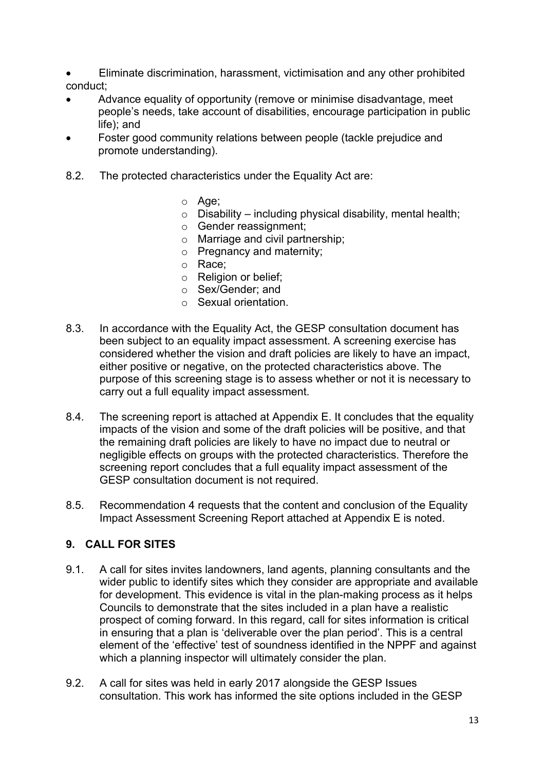- Eliminate discrimination, harassment, victimisation and any other prohibited conduct;
- Advance equality of opportunity (remove or minimise disadvantage, meet people's needs, take account of disabilities, encourage participation in public life); and
- Foster good community relations between people (tackle prejudice and promote understanding).

8.2. The protected characteristics under the Equality Act are:

- Age;
- Disability – including physical disability, mental health;
- Gender reassignment;
- Marriage and civil partnership;
- Pregnancy and maternity;
- Race;
- Religion or belief;
- Sex/Gender; and
- Sexual orientation.

8.3. In accordance with the Equality Act, the GESP consultation document has been subject to an equality impact assessment. A screening exercise has considered whether the vision and draft policies are likely to have an impact, either positive or negative, on the protected characteristics above. The purpose of this screening stage is to assess whether or not it is necessary to carry out a full equality impact assessment.

8.4. The screening report is attached at Appendix E. It concludes that the equality impacts of the vision and some of the draft policies will be positive, and that the remaining draft policies are likely to have no impact due to neutral or negligible effects on groups with the protected characteristics. Therefore the screening report concludes that a full equality impact assessment of the GESP consultation document is not required.

8.5. Recommendation 4 requests that the content and conclusion of the Equality Impact Assessment Screening Report attached at Appendix E is noted.

## 9. CALL FOR SITES

9.1. A call for sites invites landowners, land agents, planning consultants and the wider public to identify sites which they consider are appropriate and available for development. This evidence is vital in the plan-making process as it helps Councils to demonstrate that the sites included in a plan have a realistic prospect of coming forward. In this regard, call for sites information is critical in ensuring that a plan is 'deliverable over the plan period'. This is a central element of the 'effective' test of soundness identified in the NPPF and against which a planning inspector will ultimately consider the plan.

9.2. A call for sites was held in early 2017 alongside the GESP Issues consultation. This work has informed the site options included in the GESP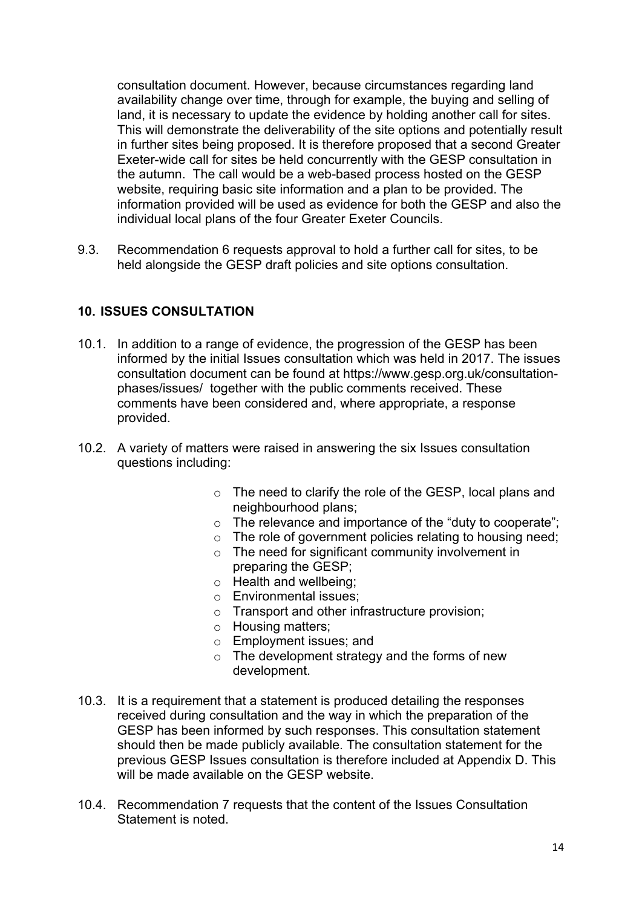consultation document. However, because circumstances regarding land availability change over time, through for example, the buying and selling of land, it is necessary to update the evidence by holding another call for sites. This will demonstrate the deliverability of the site options and potentially result in further sites being proposed. It is therefore proposed that a second Greater Exeter-wide call for sites be held concurrently with the GESP consultation in the autumn. The call would be a web-based process hosted on the GESP website, requiring basic site information and a plan to be provided. The information provided will be used as evidence for both the GESP and also the individual local plans of the four Greater Exeter Councils.

9.3. Recommendation 6 requests approval to hold a further call for sites, to be held alongside the GESP draft policies and site options consultation.

## 10. ISSUES CONSULTATION

10.1. In addition to a range of evidence, the progression of the GESP has been informed by the initial Issues consultation which was held in 2017. The issues consultation document can be found at https://www.gesp.org.uk/consultation-phases/issues/ together with the public comments received. These comments have been considered and, where appropriate, a response provided.

10.2. A variety of matters were raised in answering the six Issues consultation questions including:

- The need to clarify the role of the GESP, local plans and neighbourhood plans;
- The relevance and importance of the "duty to cooperate";
- The role of government policies relating to housing need;
- The need for significant community involvement in preparing the GESP;
- Health and wellbeing;
- Environmental issues;
- Transport and other infrastructure provision;
- Housing matters;
- Employment issues; and
- The development strategy and the forms of new development.

10.3. It is a requirement that a statement is produced detailing the responses received during consultation and the way in which the preparation of the GESP has been informed by such responses. This consultation statement should then be made publicly available. The consultation statement for the previous GESP Issues consultation is therefore included at Appendix D. This will be made available on the GESP website.

10.4. Recommendation 7 requests that the content of the Issues Consultation Statement is noted.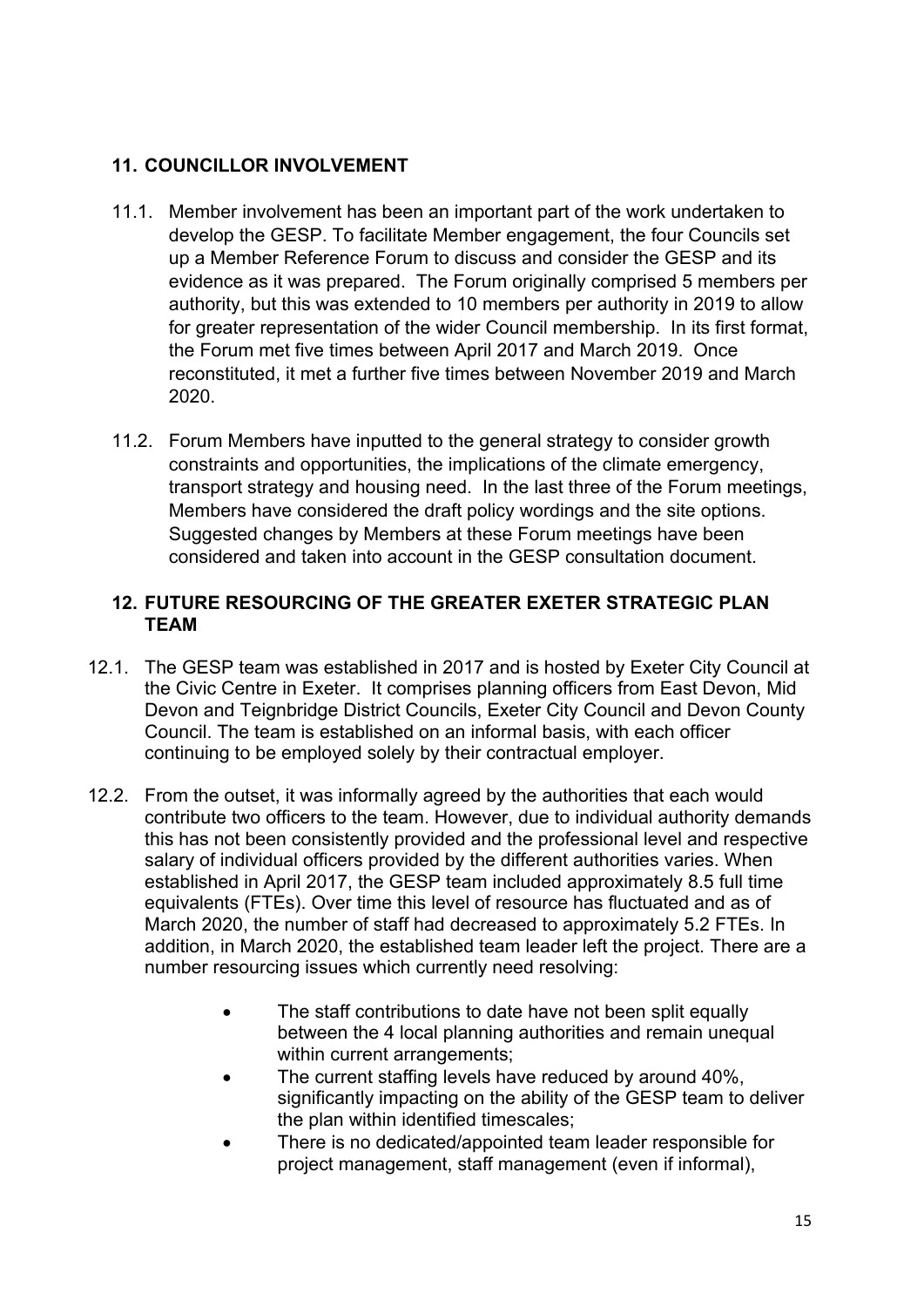## 11. COUNCILLOR INVOLVEMENT

11.1. Member involvement has been an important part of the work undertaken to develop the GESP. To facilitate Member engagement, the four Councils set up a Member Reference Forum to discuss and consider the GESP and its evidence as it was prepared. The Forum originally comprised 5 members per authority, but this was extended to 10 members per authority in 2019 to allow for greater representation of the wider Council membership. In its first format, the Forum met five times between April 2017 and March 2019. Once reconstituted, it met a further five times between November 2019 and March 2020.

11.2. Forum Members have inputted to the general strategy to consider growth constraints and opportunities, the implications of the climate emergency, transport strategy and housing need. In the last three of the Forum meetings, Members have considered the draft policy wordings and the site options. Suggested changes by Members at these Forum meetings have been considered and taken into account in the GESP consultation document.

## 12. FUTURE RESOURCING OF THE GREATER EXETER STRATEGIC PLAN TEAM

12.1. The GESP team was established in 2017 and is hosted by Exeter City Council at the Civic Centre in Exeter. It comprises planning officers from East Devon, Mid Devon and Teignbridge District Councils, Exeter City Council and Devon County Council. The team is established on an informal basis, with each officer continuing to be employed solely by their contractual employer.

12.2. From the outset, it was informally agreed by the authorities that each would contribute two officers to the team. However, due to individual authority demands this has not been consistently provided and the professional level and respective salary of individual officers provided by the different authorities varies. When established in April 2017, the GESP team included approximately 8.5 full time equivalents (FTEs). Over time this level of resource has fluctuated and as of March 2020, the number of staff had decreased to approximately 5.2 FTEs. In addition, in March 2020, the established team leader left the project. There are a number resourcing issues which currently need resolving:

- The staff contributions to date have not been split equally between the 4 local planning authorities and remain unequal within current arrangements;
- The current staffing levels have reduced by around 40%, significantly impacting on the ability of the GESP team to deliver the plan within identified timescales;
- There is no dedicated/appointed team leader responsible for project management, staff management (even if informal),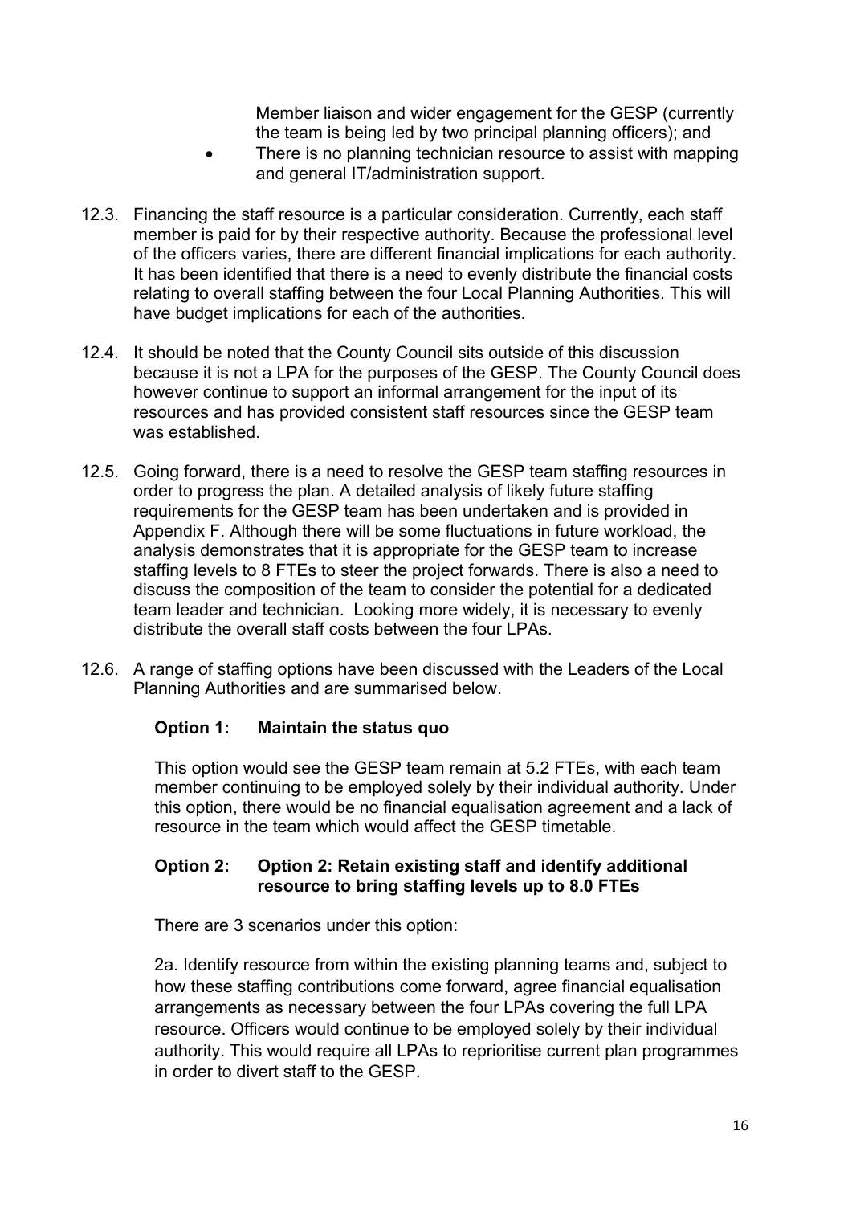Member liaison and wider engagement for the GESP (currently the team is being led by two principal planning officers); and

- There is no planning technician resource to assist with mapping and general IT/administration support.

12.3. Financing the staff resource is a particular consideration. Currently, each staff member is paid for by their respective authority. Because the professional level of the officers varies, there are different financial implications for each authority. It has been identified that there is a need to evenly distribute the financial costs relating to overall staffing between the four Local Planning Authorities. This will have budget implications for each of the authorities.

12.4. It should be noted that the County Council sits outside of this discussion because it is not a LPA for the purposes of the GESP. The County Council does however continue to support an informal arrangement for the input of its resources and has provided consistent staff resources since the GESP team was established.

12.5. Going forward, there is a need to resolve the GESP team staffing resources in order to progress the plan. A detailed analysis of likely future staffing requirements for the GESP team has been undertaken and is provided in Appendix F. Although there will be some fluctuations in future workload, the analysis demonstrates that it is appropriate for the GESP team to increase staffing levels to 8 FTEs to steer the project forwards. There is also a need to discuss the composition of the team to consider the potential for a dedicated team leader and technician. Looking more widely, it is necessary to evenly distribute the overall staff costs between the four LPAs.

12.6. A range of staffing options have been discussed with the Leaders of the Local Planning Authorities and are summarised below.

**Option 1: Maintain the status quo**

This option would see the GESP team remain at 5.2 FTEs, with each team member continuing to be employed solely by their individual authority. Under this option, there would be no financial equalisation agreement and a lack of resource in the team which would affect the GESP timetable.

**Option 2: Option 2: Retain existing staff and identify additional resource to bring staffing levels up to 8.0 FTEs**

There are 3 scenarios under this option:

2a. Identify resource from within the existing planning teams and, subject to how these staffing contributions come forward, agree financial equalisation arrangements as necessary between the four LPAs covering the full LPA resource. Officers would continue to be employed solely by their individual authority. This would require all LPAs to reprioritise current plan programmes in order to divert staff to the GESP.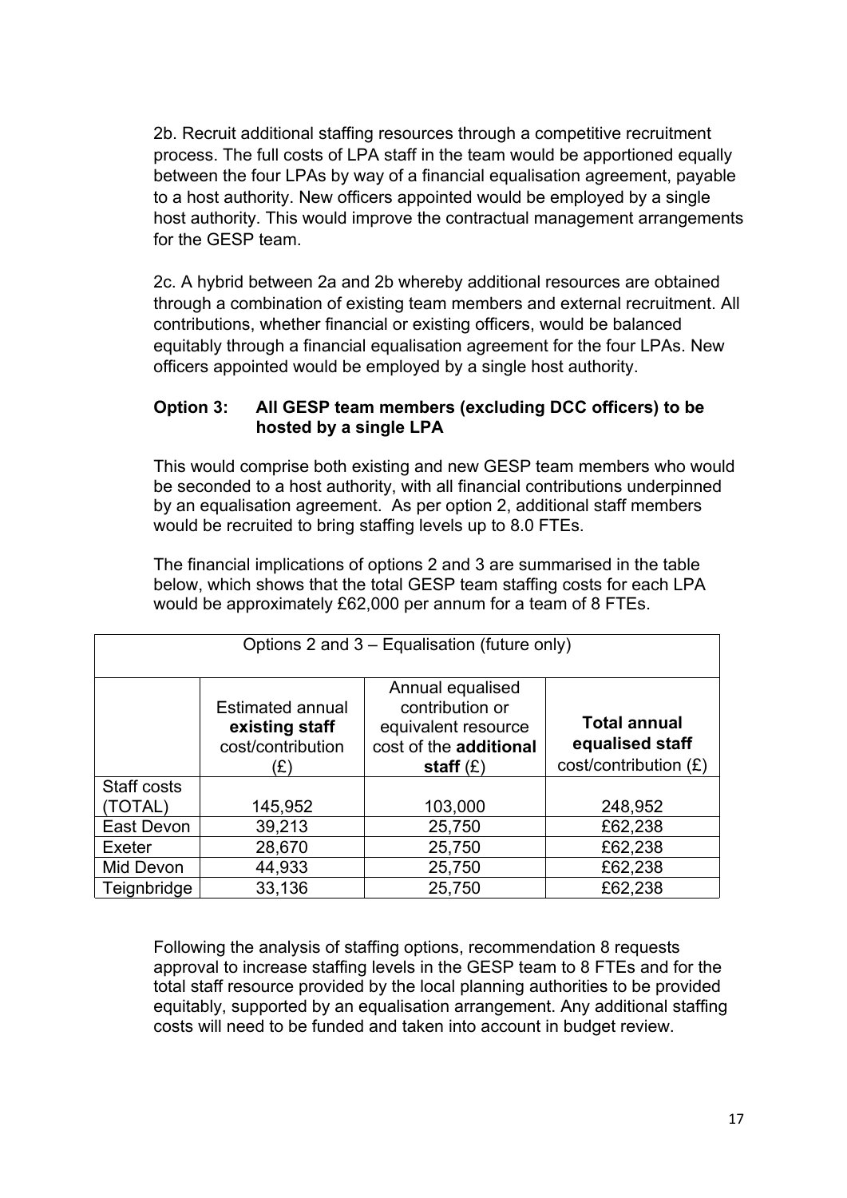2b. Recruit additional staffing resources through a competitive recruitment process. The full costs of LPA staff in the team would be apportioned equally between the four LPAs by way of a financial equalisation agreement, payable to a host authority. New officers appointed would be employed by a single host authority. This would improve the contractual management arrangements for the GESP team.

2c. A hybrid between 2a and 2b whereby additional resources are obtained through a combination of existing team members and external recruitment. All contributions, whether financial or existing officers, would be balanced equitably through a financial equalisation agreement for the four LPAs. New officers appointed would be employed by a single host authority.

**Option 3: All GESP team members (excluding DCC officers) to be hosted by a single LPA**

This would comprise both existing and new GESP team members who would be seconded to a host authority, with all financial contributions underpinned by an equalisation agreement. As per option 2, additional staff members would be recruited to bring staffing levels up to 8.0 FTEs.

The financial implications of options 2 and 3 are summarised in the table below, which shows that the total GESP team staffing costs for each LPA would be approximately £62,000 per annum for a team of 8 FTEs.

| Options 2 and 3 – Equalisation (future only) | | | |
|---|---|---|---|
| | Estimated annual **existing staff** cost/contribution (£) | Annual equalised contribution or equivalent resource cost of the **additional staff** (£) | **Total annual equalised staff** cost/contribution (£) |
| Staff costs (TOTAL) | 145,952 | 103,000 | 248,952 |
| East Devon | 39,213 | 25,750 | £62,238 |
| Exeter | 28,670 | 25,750 | £62,238 |
| Mid Devon | 44,933 | 25,750 | £62,238 |
| Teignbridge | 33,136 | 25,750 | £62,238 |

Following the analysis of staffing options, recommendation 8 requests approval to increase staffing levels in the GESP team to 8 FTEs and for the total staff resource provided by the local planning authorities to be provided equitably, supported by an equalisation arrangement. Any additional staffing costs will need to be funded and taken into account in budget review.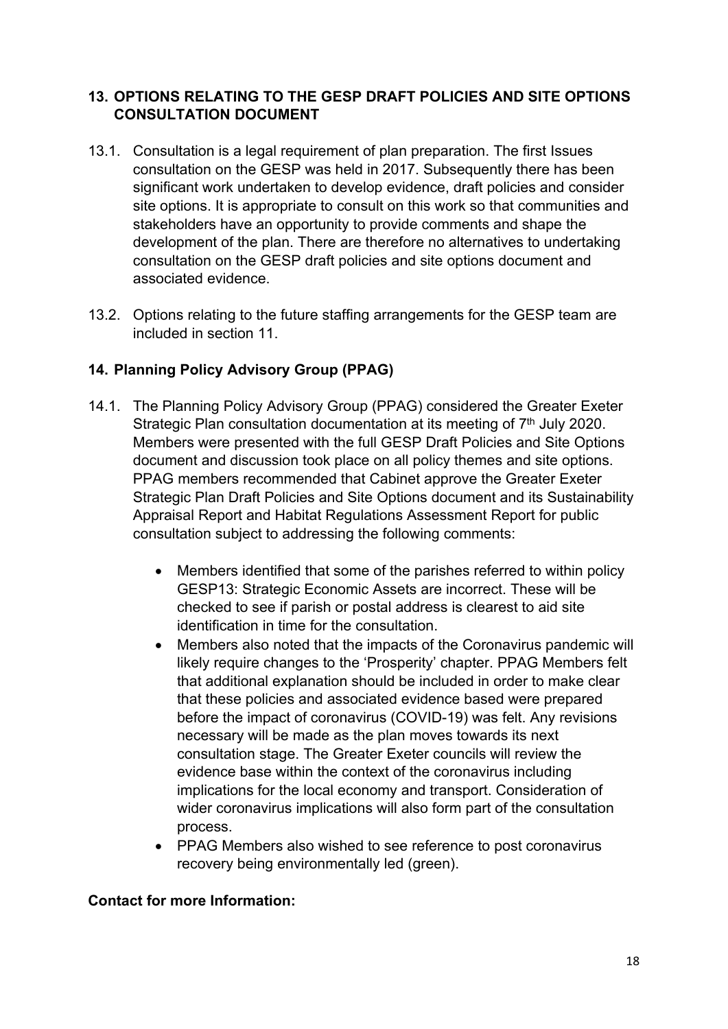## 13. OPTIONS RELATING TO THE GESP DRAFT POLICIES AND SITE OPTIONS CONSULTATION DOCUMENT

13.1. Consultation is a legal requirement of plan preparation. The first Issues consultation on the GESP was held in 2017. Subsequently there has been significant work undertaken to develop evidence, draft policies and consider site options. It is appropriate to consult on this work so that communities and stakeholders have an opportunity to provide comments and shape the development of the plan. There are therefore no alternatives to undertaking consultation on the GESP draft policies and site options document and associated evidence.

13.2. Options relating to the future staffing arrangements for the GESP team are included in section 11.

## 14. Planning Policy Advisory Group (PPAG)

14.1. The Planning Policy Advisory Group (PPAG) considered the Greater Exeter Strategic Plan consultation documentation at its meeting of 7th July 2020. Members were presented with the full GESP Draft Policies and Site Options document and discussion took place on all policy themes and site options. PPAG members recommended that Cabinet approve the Greater Exeter Strategic Plan Draft Policies and Site Options document and its Sustainability Appraisal Report and Habitat Regulations Assessment Report for public consultation subject to addressing the following comments:

- Members identified that some of the parishes referred to within policy GESP13: Strategic Economic Assets are incorrect. These will be checked to see if parish or postal address is clearest to aid site identification in time for the consultation.
- Members also noted that the impacts of the Coronavirus pandemic will likely require changes to the 'Prosperity' chapter. PPAG Members felt that additional explanation should be included in order to make clear that these policies and associated evidence based were prepared before the impact of coronavirus (COVID-19) was felt. Any revisions necessary will be made as the plan moves towards its next consultation stage. The Greater Exeter councils will review the evidence base within the context of the coronavirus including implications for the local economy and transport. Consideration of wider coronavirus implications will also form part of the consultation process.
- PPAG Members also wished to see reference to post coronavirus recovery being environmentally led (green).

**Contact for more Information:**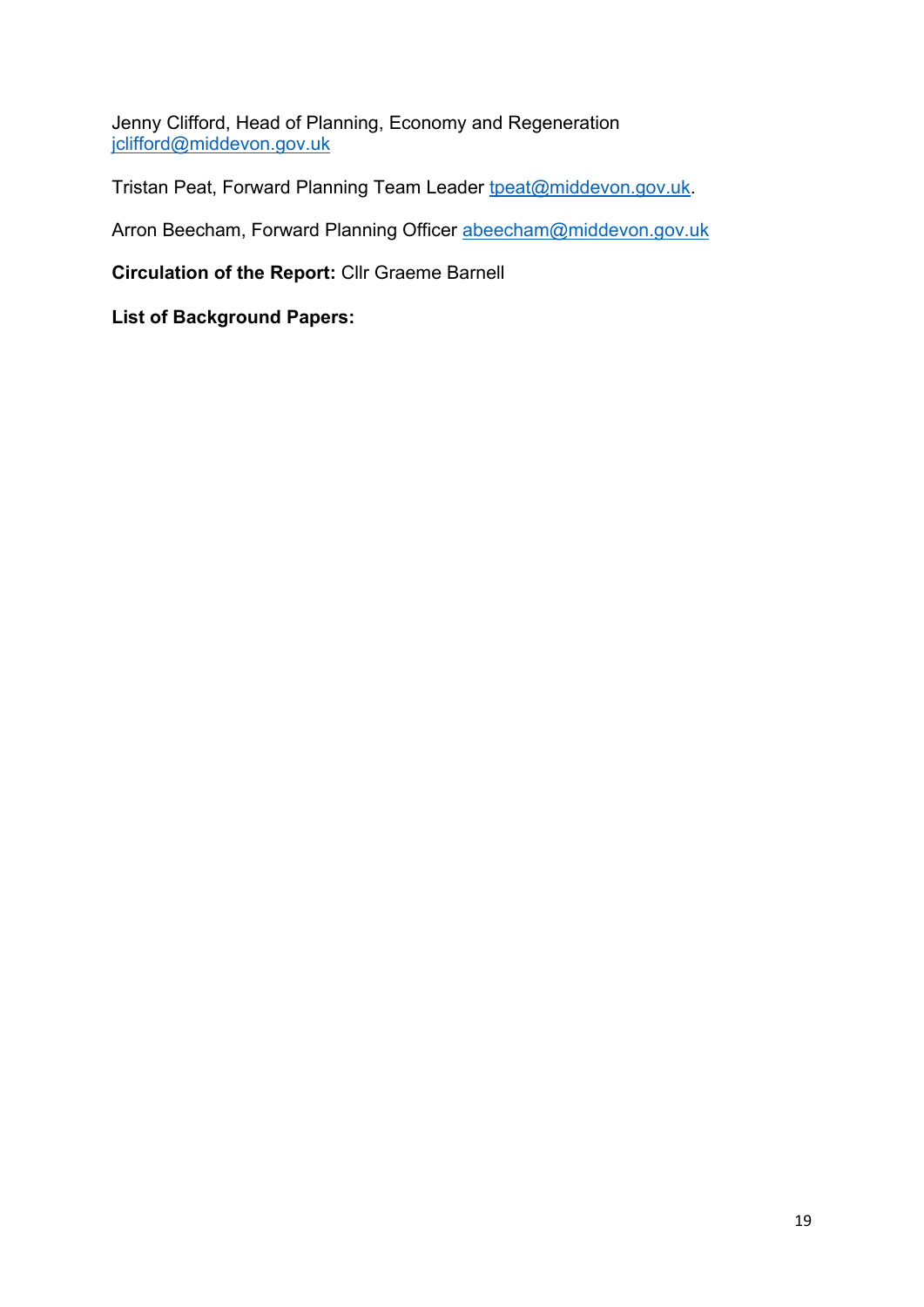Jenny Clifford, Head of Planning, Economy and Regeneration
jclifford@middevon.gov.uk

Tristan Peat, Forward Planning Team Leader tpeat@middevon.gov.uk.

Arron Beecham, Forward Planning Officer abeecham@middevon.gov.uk

**Circulation of the Report:** Cllr Graeme Barnell

**List of Background Papers:**